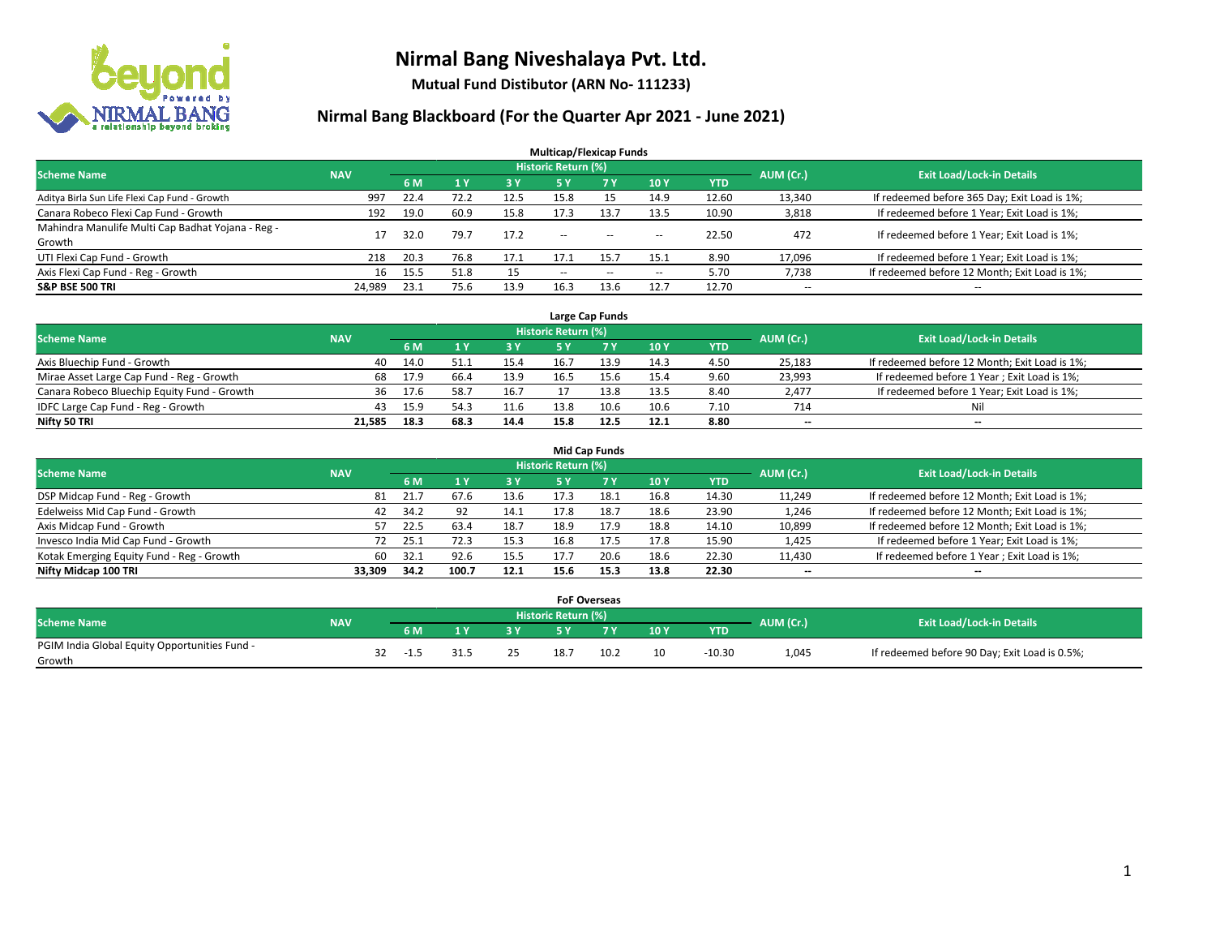# Nirmal Bang Niveshalaya Pvt. Ltd.

**Mutual Fund Distibutor (ARN No- 111233)**

## Nirmal Bang Blackboard (For the Quarter Apr 2021 - June 2021)

### Multicap/Flexicap Funds

| Scheme Name | NAV | Historic Return (%) | | | | | | | AUM (Cr.) | Exit Load/Lock-in Details |
|---|---|---|---|---|---|---|---|---|---|---|
| | | 6 M | 1 Y | 3 Y | 5 Y | 7 Y | 10 Y | YTD | | |
| Aditya Birla Sun Life Flexi Cap Fund - Growth | 997 | 22.4 | 72.2 | 12.5 | 15.8 | 15 | 14.9 | 12.60 | 13,340 | If redeemed before 365 Day; Exit Load is 1%; |
| Canara Robeco Flexi Cap Fund - Growth | 192 | 19.0 | 60.9 | 15.8 | 17.3 | 13.7 | 13.5 | 10.90 | 3,818 | If redeemed before 1 Year; Exit Load is 1%; |
| Mahindra Manulife Multi Cap Badhat Yojana - Reg - Growth | 17 | 32.0 | 79.7 | 17.2 | -- | -- | -- | 22.50 | 472 | If redeemed before 1 Year; Exit Load is 1%; |
| UTI Flexi Cap Fund - Growth | 218 | 20.3 | 76.8 | 17.1 | 17.1 | 15.7 | 15.1 | 8.90 | 17,096 | If redeemed before 1 Year; Exit Load is 1%; |
| Axis Flexi Cap Fund - Reg - Growth | 16 | 15.5 | 51.8 | 15 | -- | -- | -- | 5.70 | 7,738 | If redeemed before 12 Month; Exit Load is 1%; |
| **S&P BSE 500 TRI** | **24,989** | **23.1** | **75.6** | **13.9** | **16.3** | **13.6** | **12.7** | **12.70** | -- | -- |

### Large Cap Funds

| Scheme Name | NAV | Historic Return (%) | | | | | | | AUM (Cr.) | Exit Load/Lock-in Details |
|---|---|---|---|---|---|---|---|---|---|---|
| | | 6 M | 1 Y | 3 Y | 5 Y | 7 Y | 10 Y | YTD | | |
| Axis Bluechip Fund - Growth | 40 | 14.0 | 51.1 | 15.4 | 16.7 | 13.9 | 14.3 | 4.50 | 25,183 | If redeemed before 12 Month; Exit Load is 1%; |
| Mirae Asset Large Cap Fund - Reg - Growth | 68 | 17.9 | 66.4 | 13.9 | 16.5 | 15.6 | 15.4 | 9.60 | 23,993 | If redeemed before 1 Year ; Exit Load is 1%; |
| Canara Robeco Bluechip Equity Fund - Growth | 36 | 17.6 | 58.7 | 16.7 | 17 | 13.8 | 13.5 | 8.40 | 2,477 | If redeemed before 1 Year; Exit Load is 1%; |
| IDFC Large Cap Fund - Reg - Growth | 43 | 15.9 | 54.3 | 11.6 | 13.8 | 10.6 | 10.6 | 7.10 | 714 | Nil |
| **Nifty 50 TRI** | **21,585** | **18.3** | **68.3** | **14.4** | **15.8** | **12.5** | **12.1** | **8.80** | **--** | **--** |

### Mid Cap Funds

| Scheme Name | NAV | Historic Return (%) | | | | | | | AUM (Cr.) | Exit Load/Lock-in Details |
|---|---|---|---|---|---|---|---|---|---|---|
| | | 6 M | 1 Y | 3 Y | 5 Y | 7 Y | 10 Y | YTD | | |
| DSP Midcap Fund - Reg - Growth | 81 | 21.7 | 67.6 | 13.6 | 17.3 | 18.1 | 16.8 | 14.30 | 11,249 | If redeemed before 12 Month; Exit Load is 1%; |
| Edelweiss Mid Cap Fund - Growth | 42 | 34.2 | 92 | 14.1 | 17.8 | 18.7 | 18.6 | 23.90 | 1,246 | If redeemed before 12 Month; Exit Load is 1%; |
| Axis Midcap Fund - Growth | 57 | 22.5 | 63.4 | 18.7 | 18.9 | 17.9 | 18.8 | 14.10 | 10,899 | If redeemed before 12 Month; Exit Load is 1%; |
| Invesco India Mid Cap Fund - Growth | 72 | 25.1 | 72.3 | 15.3 | 16.8 | 17.5 | 17.8 | 15.90 | 1,425 | If redeemed before 1 Year; Exit Load is 1%; |
| Kotak Emerging Equity Fund - Reg - Growth | 60 | 32.1 | 92.6 | 15.5 | 17.7 | 20.6 | 18.6 | 22.30 | 11,430 | If redeemed before 1 Year ; Exit Load is 1%; |
| **Nifty Midcap 100 TRI** | **33,309** | **34.2** | **100.7** | **12.1** | **15.6** | **15.3** | **13.8** | **22.30** | **--** | **--** |

### FoF Overseas

| Scheme Name | NAV | Historic Return (%) | | | | | | | AUM (Cr.) | Exit Load/Lock-in Details |
|---|---|---|---|---|---|---|---|---|---|---|
| | | 6 M | 1 Y | 3 Y | 5 Y | 7 Y | 10 Y | YTD | | |
| PGIM India Global Equity Opportunities Fund - Growth | 32 | -1.5 | 31.5 | 25 | 18.7 | 10.2 | 10 | -10.30 | 1,045 | If redeemed before 90 Day; Exit Load is 0.5%; |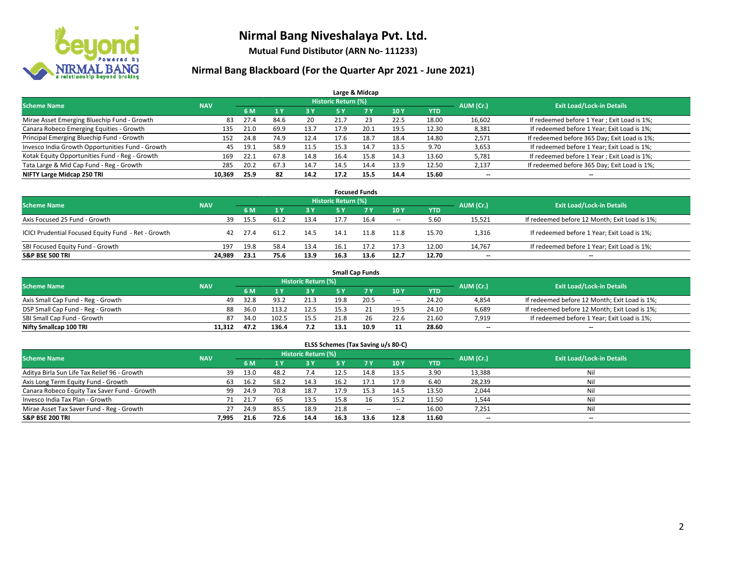# Nirmal Bang Niveshalaya Pvt. Ltd.

**Mutual Fund Distibutor (ARN No- 111233)**

## Nirmal Bang Blackboard (For the Quarter Apr 2021 - June 2021)

### Large & Midcap

| Scheme Name | NAV | Historic Return (%) | | | | | | | AUM (Cr.) | Exit Load/Lock-in Details |
|---|---|---|---|---|---|---|---|---|---|---|
| | | 6 M | 1 Y | 3 Y | 5 Y | 7 Y | 10 Y | YTD | | |
| Mirae Asset Emerging Bluechip Fund - Growth | 83 | 27.4 | 84.6 | 20 | 21.7 | 23 | 22.5 | 18.00 | 16,602 | If redeemed before 1 Year ; Exit Load is 1%; |
| Canara Robeco Emerging Equities - Growth | 135 | 21.0 | 69.9 | 13.7 | 17.9 | 20.1 | 19.5 | 12.30 | 8,381 | If redeemed before 1 Year; Exit Load is 1%; |
| Principal Emerging Bluechip Fund - Growth | 152 | 24.8 | 74.9 | 12.4 | 17.6 | 18.7 | 18.4 | 14.80 | 2,571 | If redeemed before 365 Day; Exit Load is 1%; |
| Invesco India Growth Opportunities Fund - Growth | 45 | 19.1 | 58.9 | 11.5 | 15.3 | 14.7 | 13.5 | 9.70 | 3,653 | If redeemed before 1 Year; Exit Load is 1%; |
| Kotak Equity Opportunities Fund - Reg - Growth | 169 | 22.1 | 67.8 | 14.8 | 16.4 | 15.8 | 14.3 | 13.60 | 5,781 | If redeemed before 1 Year ; Exit Load is 1%; |
| Tata Large & Mid Cap Fund - Reg - Growth | 285 | 20.2 | 67.3 | 14.7 | 14.5 | 14.4 | 13.9 | 12.50 | 2,137 | If redeemed before 365 Day; Exit Load is 1%; |
| **NIFTY Large Midcap 250 TRI** | **10,369** | **25.9** | **82** | **14.2** | **17.2** | **15.5** | **14.4** | **15.60** | -- | -- |

### Focused Funds

| Scheme Name | NAV | Historic Return (%) | | | | | | | AUM (Cr.) | Exit Load/Lock-in Details |
|---|---|---|---|---|---|---|---|---|---|---|
| | | 6 M | 1 Y | 3 Y | 5 Y | 7 Y | 10 Y | YTD | | |
| Axis Focused 25 Fund - Growth | 39 | 15.5 | 61.2 | 13.4 | 17.7 | 16.4 | -- | 5.60 | 15,521 | If redeemed before 12 Month; Exit Load is 1%; |
| ICICI Prudential Focused Equity Fund - Ret - Growth | 42 | 27.4 | 61.2 | 14.5 | 14.1 | 11.8 | 11.8 | 15.70 | 1,316 | If redeemed before 1 Year; Exit Load is 1%; |
| SBI Focused Equity Fund - Growth | 197 | 19.8 | 58.4 | 13.4 | 16.1 | 17.2 | 17.3 | 12.00 | 14,767 | If redeemed before 1 Year; Exit Load is 1%; |
| **S&P BSE 500 TRI** | **24,989** | **23.1** | **75.6** | **13.9** | **16.3** | **13.6** | **12.7** | **12.70** | -- | -- |

### Small Cap Funds

| Scheme Name | NAV | Historic Return (%) | | | | | | | AUM (Cr.) | Exit Load/Lock-in Details |
|---|---|---|---|---|---|---|---|---|---|---|
| | | 6 M | 1 Y | 3 Y | 5 Y | 7 Y | 10 Y | YTD | | |
| Axis Small Cap Fund - Reg - Growth | 49 | 32.8 | 93.2 | 21.3 | 19.8 | 20.5 | -- | 24.20 | 4,854 | If redeemed before 12 Month; Exit Load is 1%; |
| DSP Small Cap Fund - Reg - Growth | 88 | 36.0 | 113.2 | 12.5 | 15.3 | 21 | 19.5 | 24.10 | 6,689 | If redeemed before 12 Month; Exit Load is 1%; |
| SBI Small Cap Fund - Growth | 87 | 34.0 | 102.5 | 15.5 | 21.8 | 26 | 22.6 | 21.60 | 7,919 | If redeemed before 1 Year; Exit Load is 1%; |
| **Nifty Smallcap 100 TRI** | **11,312** | **47.2** | **136.4** | **7.2** | **13.1** | **10.9** | **11** | **28.60** | -- | -- |

### ELSS Schemes (Tax Saving u/s 80-C)

| Scheme Name | NAV | Historic Return (%) | | | | | | | AUM (Cr.) | Exit Load/Lock-in Details |
|---|---|---|---|---|---|---|---|---|---|---|
| | | 6 M | 1 Y | 3 Y | 5 Y | 7 Y | 10 Y | YTD | | |
| Aditya Birla Sun Life Tax Relief 96 - Growth | 39 | 13.0 | 48.2 | 7.4 | 12.5 | 14.8 | 13.5 | 3.90 | 13,388 | Nil |
| Axis Long Term Equity Fund - Growth | 63 | 16.2 | 58.2 | 14.3 | 16.2 | 17.1 | 17.9 | 6.40 | 28,239 | Nil |
| Canara Robeco Equity Tax Saver Fund - Growth | 99 | 24.9 | 70.8 | 18.7 | 17.9 | 15.3 | 14.5 | 13.50 | 2,044 | Nil |
| Invesco India Tax Plan - Growth | 71 | 21.7 | 65 | 13.5 | 15.8 | 16 | 15.2 | 11.50 | 1,544 | Nil |
| Mirae Asset Tax Saver Fund - Reg - Growth | 27 | 24.9 | 85.5 | 18.9 | 21.8 | -- | -- | 16.00 | 7,251 | Nil |
| **S&P BSE 200 TRI** | **7,995** | **21.6** | **72.6** | **14.4** | **16.3** | **13.6** | **12.8** | **11.60** | -- | -- |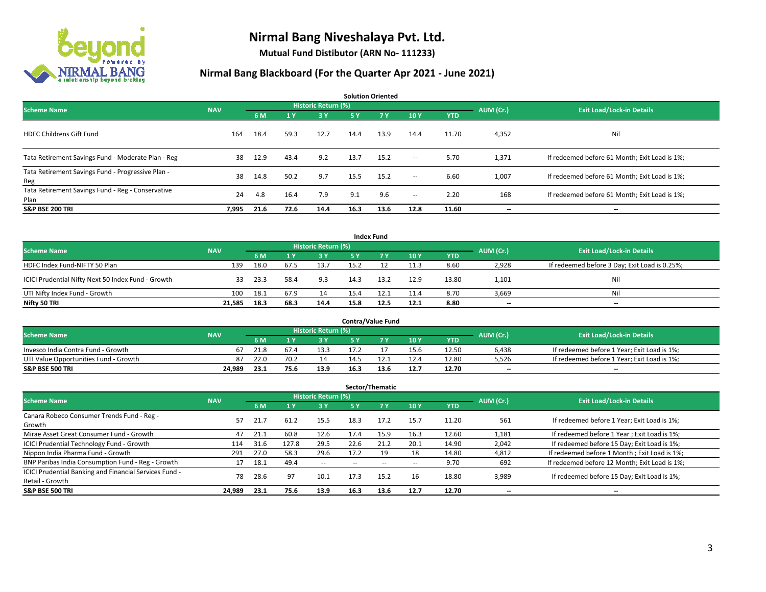# Nirmal Bang Niveshalaya Pvt. Ltd.

**Mutual Fund Distibutor (ARN No- 111233)**

## Nirmal Bang Blackboard (For the Quarter Apr 2021 - June 2021)

### Solution Oriented

| Scheme Name | NAV | Historic Return (%) | | | | | | | AUM (Cr.) | Exit Load/Lock-in Details |
|---|---|---|---|---|---|---|---|---|---|---|
| | | 6 M | 1 Y | 3 Y | 5 Y | 7 Y | 10 Y | YTD | | |
| HDFC Childrens Gift Fund | 164 | 18.4 | 59.3 | 12.7 | 14.4 | 13.9 | 14.4 | 11.70 | 4,352 | Nil |
| Tata Retirement Savings Fund - Moderate Plan - Reg | 38 | 12.9 | 43.4 | 9.2 | 13.7 | 15.2 | -- | 5.70 | 1,371 | If redeemed before 61 Month; Exit Load is 1%; |
| Tata Retirement Savings Fund - Progressive Plan - Reg | 38 | 14.8 | 50.2 | 9.7 | 15.5 | 15.2 | -- | 6.60 | 1,007 | If redeemed before 61 Month; Exit Load is 1%; |
| Tata Retirement Savings Fund - Reg - Conservative Plan | 24 | 4.8 | 16.4 | 7.9 | 9.1 | 9.6 | -- | 2.20 | 168 | If redeemed before 61 Month; Exit Load is 1%; |
| **S&P BSE 200 TRI** | **7,995** | **21.6** | **72.6** | **14.4** | **16.3** | **13.6** | **12.8** | **11.60** | **--** | **--** |

### Index Fund

| Scheme Name | NAV | Historic Return (%) | | | | | | | AUM (Cr.) | Exit Load/Lock-in Details |
|---|---|---|---|---|---|---|---|---|---|---|
| | | 6 M | 1 Y | 3 Y | 5 Y | 7 Y | 10 Y | YTD | | |
| HDFC Index Fund-NIFTY 50 Plan | 139 | 18.0 | 67.5 | 13.7 | 15.2 | 12 | 11.3 | 8.60 | 2,928 | If redeemed before 3 Day; Exit Load is 0.25%; |
| ICICI Prudential Nifty Next 50 Index Fund - Growth | 33 | 23.3 | 58.4 | 9.3 | 14.3 | 13.2 | 12.9 | 13.80 | 1,101 | Nil |
| UTI Nifty Index Fund - Growth | 100 | 18.1 | 67.9 | 14 | 15.4 | 12.1 | 11.4 | 8.70 | 3,669 | Nil |
| **Nifty 50 TRI** | **21,585** | **18.3** | **68.3** | **14.4** | **15.8** | **12.5** | **12.1** | **8.80** | **--** | **--** |

### Contra/Value Fund

| Scheme Name | NAV | Historic Return (%) | | | | | | | AUM (Cr.) | Exit Load/Lock-in Details |
|---|---|---|---|---|---|---|---|---|---|---|
| | | 6 M | 1 Y | 3 Y | 5 Y | 7 Y | 10 Y | YTD | | |
| Invesco India Contra Fund - Growth | 67 | 21.8 | 67.4 | 13.3 | 17.2 | 17 | 15.6 | 12.50 | 6,438 | If redeemed before 1 Year; Exit Load is 1%; |
| UTI Value Opportunities Fund - Growth | 87 | 22.0 | 70.2 | 14 | 14.5 | 12.1 | 12.4 | 12.80 | 5,526 | If redeemed before 1 Year; Exit Load is 1%; |
| **S&P BSE 500 TRI** | **24,989** | **23.1** | **75.6** | **13.9** | **16.3** | **13.6** | **12.7** | **12.70** | **--** | **--** |

### Sector/Thematic

| Scheme Name | NAV | Historic Return (%) | | | | | | | AUM (Cr.) | Exit Load/Lock-in Details |
|---|---|---|---|---|---|---|---|---|---|---|
| | | 6 M | 1 Y | 3 Y | 5 Y | 7 Y | 10 Y | YTD | | |
| Canara Robeco Consumer Trends Fund - Reg - Growth | 57 | 21.7 | 61.2 | 15.5 | 18.3 | 17.2 | 15.7 | 11.20 | 561 | If redeemed before 1 Year; Exit Load is 1%; |
| Mirae Asset Great Consumer Fund - Growth | 47 | 21.1 | 60.8 | 12.6 | 17.4 | 15.9 | 16.3 | 12.60 | 1,181 | If redeemed before 1 Year ; Exit Load is 1%; |
| ICICI Prudential Technology Fund - Growth | 114 | 31.6 | 127.8 | 29.5 | 22.6 | 21.2 | 20.1 | 14.90 | 2,042 | If redeemed before 15 Day; Exit Load is 1%; |
| Nippon India Pharma Fund - Growth | 291 | 27.0 | 58.3 | 29.6 | 17.2 | 19 | 18 | 14.80 | 4,812 | If redeemed before 1 Month ; Exit Load is 1%; |
| BNP Paribas India Consumption Fund - Reg - Growth | 17 | 18.1 | 49.4 | -- | -- | -- | -- | 9.70 | 692 | If redeemed before 12 Month; Exit Load is 1%; |
| ICICI Prudential Banking and Financial Services Fund - Retail - Growth | 78 | 28.6 | 97 | 10.1 | 17.3 | 15.2 | 16 | 18.80 | 3,989 | If redeemed before 15 Day; Exit Load is 1%; |
| **S&P BSE 500 TRI** | **24,989** | **23.1** | **75.6** | **13.9** | **16.3** | **13.6** | **12.7** | **12.70** | **--** | **--** |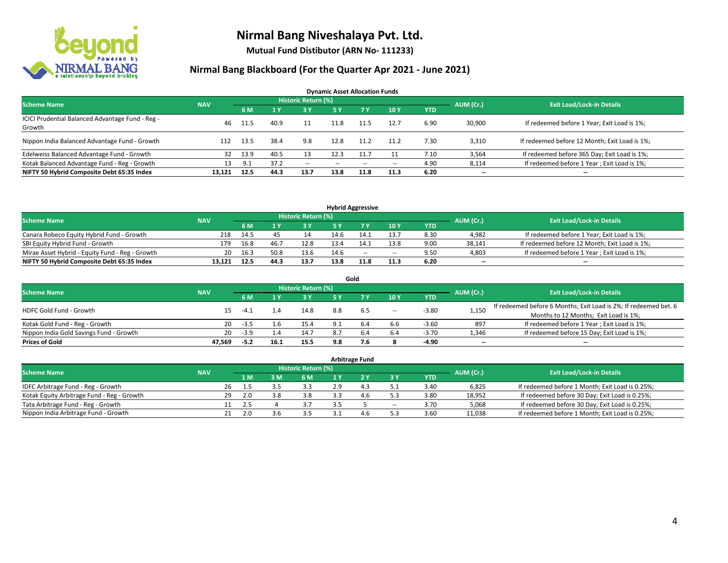# Nirmal Bang Niveshalaya Pvt. Ltd.

**Mutual Fund Distibutor (ARN No- 111233)**

## Nirmal Bang Blackboard (For the Quarter Apr 2021 - June 2021)

### Dynamic Asset Allocation Funds

| Scheme Name | NAV | Historic Return (%) | | | | | | | AUM (Cr.) | Exit Load/Lock-in Details |
|---|---|---|---|---|---|---|---|---|---|---|
| | | 6 M | 1 Y | 3 Y | 5 Y | 7 Y | 10 Y | YTD | | |
| ICICI Prudential Balanced Advantage Fund - Reg - Growth | 46 | 11.5 | 40.9 | 11 | 11.8 | 11.5 | 12.7 | 6.90 | 30,900 | If redeemed before 1 Year; Exit Load is 1%; |
| Nippon India Balanced Advantage Fund - Growth | 112 | 13.5 | 38.4 | 9.8 | 12.8 | 11.2 | 11.2 | 7.30 | 3,310 | If redeemed before 12 Month; Exit Load is 1%; |
| Edelweiss Balanced Advantage Fund - Growth | 32 | 13.9 | 40.5 | 13 | 12.3 | 11.7 | 11 | 7.10 | 3,564 | If redeemed before 365 Day; Exit Load is 1%; |
| Kotak Balanced Advantage Fund - Reg - Growth | 13 | 9.1 | 37.2 | -- | -- | -- | -- | 4.90 | 8,114 | If redeemed before 1 Year ; Exit Load is 1%; |
| **NIFTY 50 Hybrid Composite Debt 65:35 Index** | **13,121** | **12.5** | **44.3** | **13.7** | **13.8** | **11.8** | **11.3** | **6.20** | **--** | **--** |

### Hybrid Aggressive

| Scheme Name | NAV | Historic Return (%) | | | | | | | AUM (Cr.) | Exit Load/Lock-in Details |
|---|---|---|---|---|---|---|---|---|---|---|
| | | 6 M | 1 Y | 3 Y | 5 Y | 7 Y | 10 Y | YTD | | |
| Canara Robeco Equity Hybrid Fund - Growth | 218 | 14.5 | 45 | 14 | 14.6 | 14.1 | 13.7 | 8.30 | 4,982 | If redeemed before 1 Year; Exit Load is 1%; |
| SBI Equity Hybrid Fund - Growth | 179 | 16.8 | 46.7 | 12.8 | 13.4 | 14.1 | 13.8 | 9.00 | 38,141 | If redeemed before 12 Month; Exit Load is 1%; |
| Mirae Asset Hybrid - Equity Fund - Reg - Growth | 20 | 16.3 | 50.8 | 13.6 | 14.6 | -- | -- | 9.50 | 4,803 | If redeemed before 1 Year ; Exit Load is 1%; |
| **NIFTY 50 Hybrid Composite Debt 65:35 Index** | **13,121** | **12.5** | **44.3** | **13.7** | **13.8** | **11.8** | **11.3** | **6.20** | **--** | **--** |

### Gold

| Scheme Name | NAV | Historic Return (%) | | | | | | | AUM (Cr.) | Exit Load/Lock-in Details |
|---|---|---|---|---|---|---|---|---|---|---|
| | | 6 M | 1 Y | 3 Y | 5 Y | 7 Y | 10 Y | YTD | | |
| HDFC Gold Fund - Growth | 15 | -4.1 | 1.4 | 14.8 | 8.8 | 6.5 | -- | -3.80 | 1,150 | If redeemed before 6 Months; Exit Load is 2%; If redeemed bet. 6 Months to 12 Months; Exit Load is 1%; |
| Kotak Gold Fund - Reg - Growth | 20 | -3.5 | 1.6 | 15.4 | 9.1 | 6.4 | 6.6 | -3.60 | 897 | If redeemed before 1 Year ; Exit Load is 1%; |
| Nippon India Gold Savings Fund - Growth | 20 | -3.9 | 1.4 | 14.7 | 8.7 | 6.4 | 6.4 | -3.70 | 1,346 | If redeemed before 15 Day; Exit Load is 1%; |
| **Prices of Gold** | **47,569** | **-5.2** | **16.1** | **15.5** | **9.8** | **7.6** | **8** | **-4.90** | **--** | **--** |

### Arbitrage Fund

| Scheme Name | NAV | Historic Return (%) | | | | | | | AUM (Cr.) | Exit Load/Lock-in Details |
|---|---|---|---|---|---|---|---|---|---|---|
| | | 1 M | 3 M | 6 M | 1 Y | 2 Y | 3 Y | YTD | | |
| IDFC Arbitrage Fund - Reg - Growth | 26 | 1.5 | 3.5 | 3.3 | 2.9 | 4.3 | 5.1 | 3.40 | 6,825 | If redeemed before 1 Month; Exit Load is 0.25%; |
| Kotak Equity Arbitrage Fund - Reg - Growth | 29 | 2.0 | 3.8 | 3.8 | 3.3 | 4.6 | 5.3 | 3.80 | 18,952 | If redeemed before 30 Day; Exit Load is 0.25%; |
| Tata Arbitrage Fund - Reg - Growth | 11 | 2.5 | 4 | 3.7 | 3.5 | 5 | -- | 3.70 | 5,068 | If redeemed before 30 Day; Exit Load is 0.25%; |
| Nippon India Arbitrage Fund - Growth | 21 | 2.0 | 3.6 | 3.5 | 3.1 | 4.6 | 5.3 | 3.60 | 11,038 | If redeemed before 1 Month; Exit Load is 0.25%; |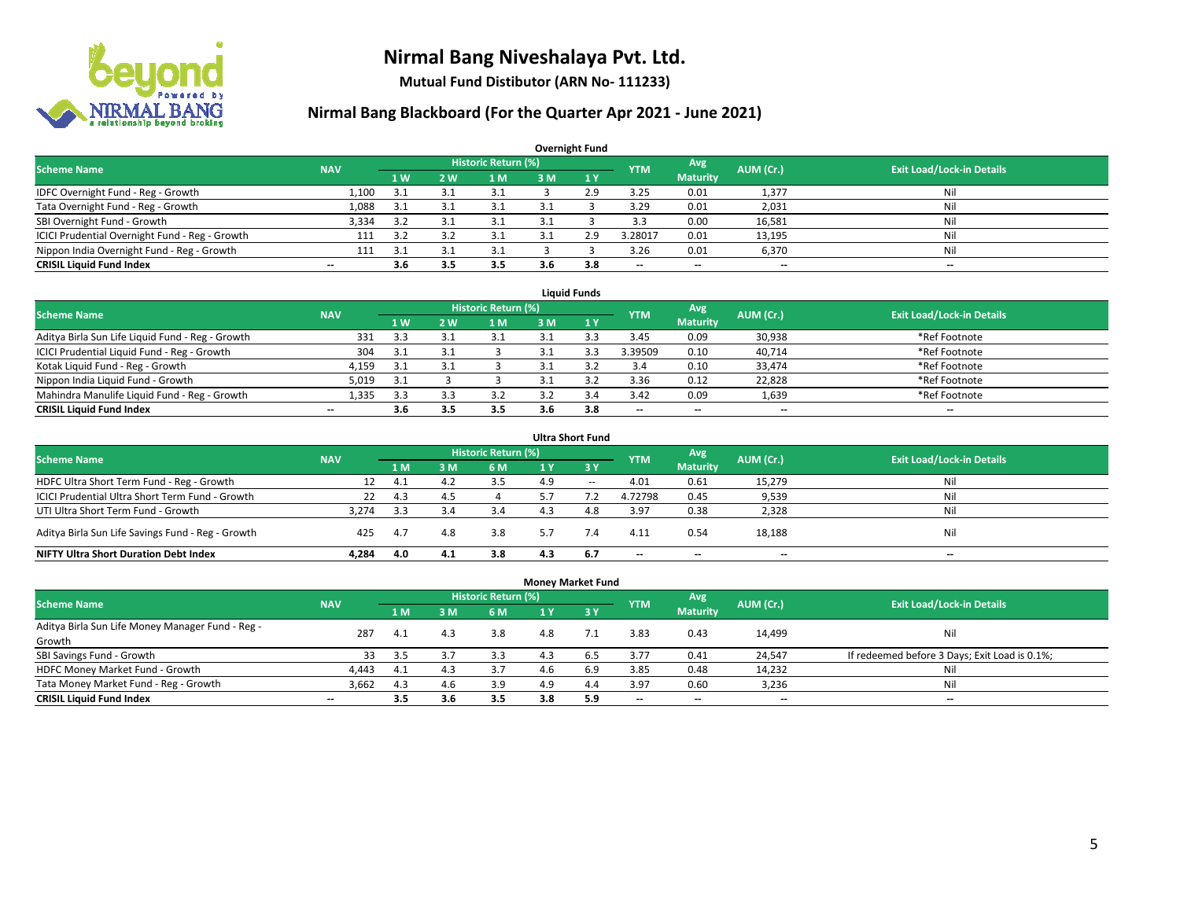# Nirmal Bang Niveshalaya Pvt. Ltd.

**Mutual Fund Distibutor (ARN No- 111233)**

## Nirmal Bang Blackboard (For the Quarter Apr 2021 - June 2021)

### Overnight Fund

| Scheme Name | NAV | Historic Return (%) | | | | | YTM | Avg Maturity | AUM (Cr.) | Exit Load/Lock-in Details |
|---|---|---|---|---|---|---|---|---|---|---|
| | | 1 W | 2 W | 1 M | 3 M | 1 Y | | | | |
| IDFC Overnight Fund - Reg - Growth | 1,100 | 3.1 | 3.1 | 3.1 | 3 | 2.9 | 3.25 | 0.01 | 1,377 | Nil |
| Tata Overnight Fund - Reg - Growth | 1,088 | 3.1 | 3.1 | 3.1 | 3.1 | 3 | 3.29 | 0.01 | 2,031 | Nil |
| SBI Overnight Fund - Growth | 3,334 | 3.2 | 3.1 | 3.1 | 3.1 | 3 | 3.3 | 0.00 | 16,581 | Nil |
| ICICI Prudential Overnight Fund - Reg - Growth | 111 | 3.2 | 3.2 | 3.1 | 3.1 | 2.9 | 3.28017 | 0.01 | 13,195 | Nil |
| Nippon India Overnight Fund - Reg - Growth | 111 | 3.1 | 3.1 | 3.1 | 3 | 3 | 3.26 | 0.01 | 6,370 | Nil |
| **CRISIL Liquid Fund Index** | -- | **3.6** | **3.5** | **3.5** | **3.6** | **3.8** | -- | -- | -- | -- |

### Liquid Funds

| Scheme Name | NAV | Historic Return (%) | | | | | YTM | Avg Maturity | AUM (Cr.) | Exit Load/Lock-in Details |
|---|---|---|---|---|---|---|---|---|---|---|
| | | 1 W | 2 W | 1 M | 3 M | 1 Y | | | | |
| Aditya Birla Sun Life Liquid Fund - Reg - Growth | 331 | 3.3 | 3.1 | 3.1 | 3.1 | 3.3 | 3.45 | 0.09 | 30,938 | *Ref Footnote |
| ICICI Prudential Liquid Fund - Reg - Growth | 304 | 3.1 | 3.1 | 3 | 3.1 | 3.3 | 3.39509 | 0.10 | 40,714 | *Ref Footnote |
| Kotak Liquid Fund - Reg - Growth | 4,159 | 3.1 | 3.1 | 3 | 3.1 | 3.2 | 3.4 | 0.10 | 33,474 | *Ref Footnote |
| Nippon India Liquid Fund - Growth | 5,019 | 3.1 | 3 | 3 | 3.1 | 3.2 | 3.36 | 0.12 | 22,828 | *Ref Footnote |
| Mahindra Manulife Liquid Fund - Reg - Growth | 1,335 | 3.3 | 3.3 | 3.2 | 3.2 | 3.4 | 3.42 | 0.09 | 1,639 | *Ref Footnote |
| **CRISIL Liquid Fund Index** | -- | **3.6** | **3.5** | **3.5** | **3.6** | **3.8** | -- | -- | -- | -- |

### Ultra Short Fund

| Scheme Name | NAV | Historic Return (%) | | | | | YTM | Avg Maturity | AUM (Cr.) | Exit Load/Lock-in Details |
|---|---|---|---|---|---|---|---|---|---|---|
| | | 1 M | 3 M | 6 M | 1 Y | 3 Y | | | | |
| HDFC Ultra Short Term Fund - Reg - Growth | 12 | 4.1 | 4.2 | 3.5 | 4.9 | -- | 4.01 | 0.61 | 15,279 | Nil |
| ICICI Prudential Ultra Short Term Fund - Growth | 22 | 4.3 | 4.5 | 4 | 5.7 | 7.2 | 4.72798 | 0.45 | 9,539 | Nil |
| UTI Ultra Short Term Fund - Growth | 3,274 | 3.3 | 3.4 | 3.4 | 4.3 | 4.8 | 3.97 | 0.38 | 2,328 | Nil |
| Aditya Birla Sun Life Savings Fund - Reg - Growth | 425 | 4.7 | 4.8 | 3.8 | 5.7 | 7.4 | 4.11 | 0.54 | 18,188 | Nil |
| **NIFTY Ultra Short Duration Debt Index** | **4,284** | **4.0** | **4.1** | **3.8** | **4.3** | **6.7** | -- | -- | -- | -- |

### Money Market Fund

| Scheme Name | NAV | Historic Return (%) | | | | | YTM | Avg Maturity | AUM (Cr.) | Exit Load/Lock-in Details |
|---|---|---|---|---|---|---|---|---|---|---|
| | | 1 M | 3 M | 6 M | 1 Y | 3 Y | | | | |
| Aditya Birla Sun Life Money Manager Fund - Reg - Growth | 287 | 4.1 | 4.3 | 3.8 | 4.8 | 7.1 | 3.83 | 0.43 | 14,499 | Nil |
| SBI Savings Fund - Growth | 33 | 3.5 | 3.7 | 3.3 | 4.3 | 6.5 | 3.77 | 0.41 | 24,547 | If redeemed before 3 Days; Exit Load is 0.1%; |
| HDFC Money Market Fund - Growth | 4,443 | 4.1 | 4.3 | 3.7 | 4.6 | 6.9 | 3.85 | 0.48 | 14,232 | Nil |
| Tata Money Market Fund - Reg - Growth | 3,662 | 4.3 | 4.6 | 3.9 | 4.9 | 4.4 | 3.97 | 0.60 | 3,236 | Nil |
| **CRISIL Liquid Fund Index** | -- | **3.5** | **3.6** | **3.5** | **3.8** | **5.9** | -- | -- | -- | -- |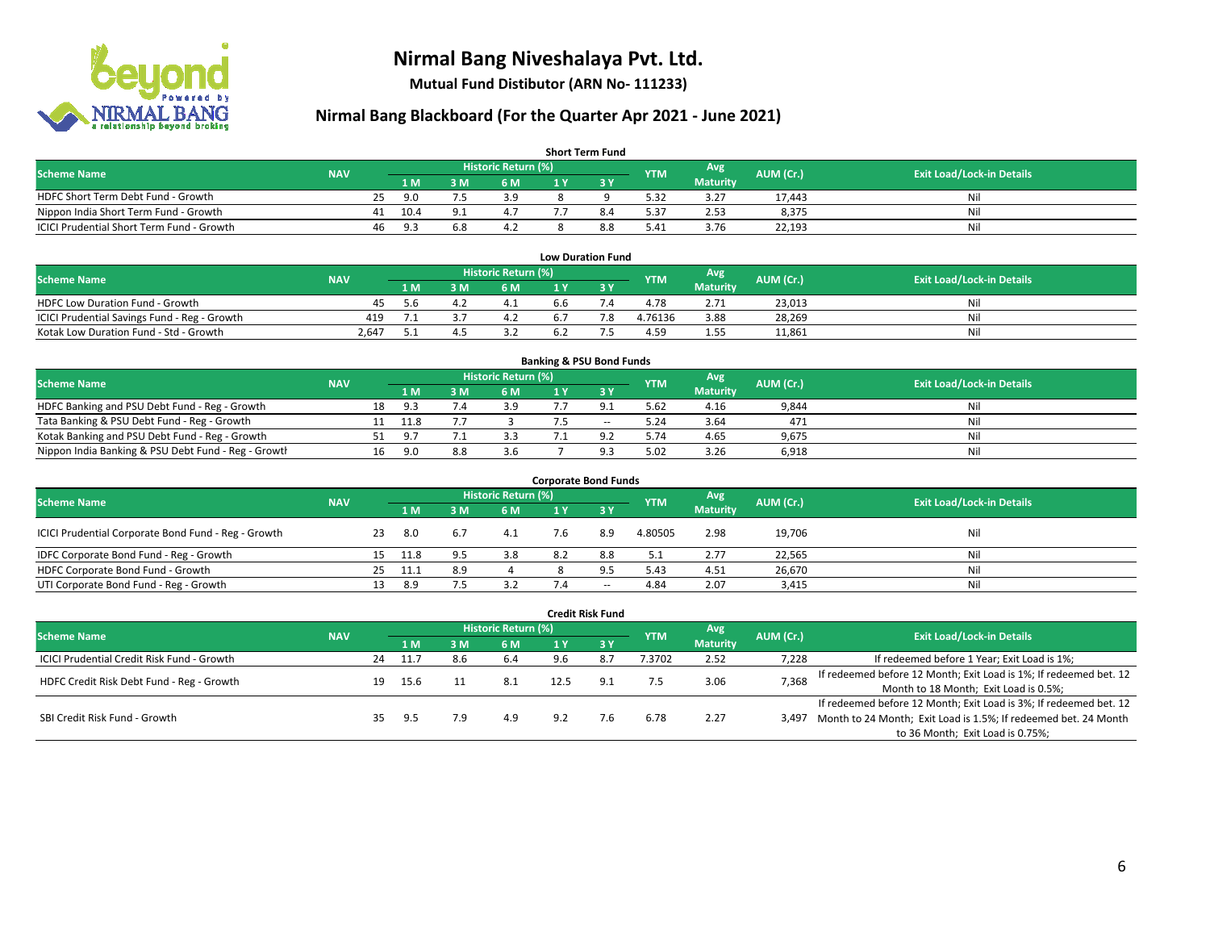# Nirmal Bang Niveshalaya Pvt. Ltd.

**Mutual Fund Distibutor (ARN No- 111233)**

## Nirmal Bang Blackboard (For the Quarter Apr 2021 - June 2021)

### Short Term Fund

| Scheme Name | NAV | Historic Return (%) | | | | | YTM | Avg Maturity | AUM (Cr.) | Exit Load/Lock-in Details |
|---|---|---|---|---|---|---|---|---|---|---|
| | | 1 M | 3 M | 6 M | 1 Y | 3 Y | | | | |
| HDFC Short Term Debt Fund - Growth | 25 | 9.0 | 7.5 | 3.9 | 8 | 9 | 5.32 | 3.27 | 17,443 | Nil |
| Nippon India Short Term Fund - Growth | 41 | 10.4 | 9.1 | 4.7 | 7.7 | 8.4 | 5.37 | 2.53 | 8,375 | Nil |
| ICICI Prudential Short Term Fund - Growth | 46 | 9.3 | 6.8 | 4.2 | 8 | 8.8 | 5.41 | 3.76 | 22,193 | Nil |

### Low Duration Fund

| Scheme Name | NAV | Historic Return (%) | | | | | YTM | Avg Maturity | AUM (Cr.) | Exit Load/Lock-in Details |
|---|---|---|---|---|---|---|---|---|---|---|
| | | 1 M | 3 M | 6 M | 1 Y | 3 Y | | | | |
| HDFC Low Duration Fund - Growth | 45 | 5.6 | 4.2 | 4.1 | 6.6 | 7.4 | 4.78 | 2.71 | 23,013 | Nil |
| ICICI Prudential Savings Fund - Reg - Growth | 419 | 7.1 | 3.7 | 4.2 | 6.7 | 7.8 | 4.76136 | 3.88 | 28,269 | Nil |
| Kotak Low Duration Fund - Std - Growth | 2,647 | 5.1 | 4.5 | 3.2 | 6.2 | 7.5 | 4.59 | 1.55 | 11,861 | Nil |

### Banking & PSU Bond Funds

| Scheme Name | NAV | Historic Return (%) | | | | | YTM | Avg Maturity | AUM (Cr.) | Exit Load/Lock-in Details |
|---|---|---|---|---|---|---|---|---|---|---|
| | | 1 M | 3 M | 6 M | 1 Y | 3 Y | | | | |
| HDFC Banking and PSU Debt Fund - Reg - Growth | 18 | 9.3 | 7.4 | 3.9 | 7.7 | 9.1 | 5.62 | 4.16 | 9,844 | Nil |
| Tata Banking & PSU Debt Fund - Reg - Growth | 11 | 11.8 | 7.7 | 3 | 7.5 | -- | 5.24 | 3.64 | 471 | Nil |
| Kotak Banking and PSU Debt Fund - Reg - Growth | 51 | 9.7 | 7.1 | 3.3 | 7.1 | 9.2 | 5.74 | 4.65 | 9,675 | Nil |
| Nippon India Banking & PSU Debt Fund - Reg - Growtl | 16 | 9.0 | 8.8 | 3.6 | 7 | 9.3 | 5.02 | 3.26 | 6,918 | Nil |

### Corporate Bond Funds

| Scheme Name | NAV | Historic Return (%) | | | | | YTM | Avg Maturity | AUM (Cr.) | Exit Load/Lock-in Details |
|---|---|---|---|---|---|---|---|---|---|---|
| | | 1 M | 3 M | 6 M | 1 Y | 3 Y | | | | |
| ICICI Prudential Corporate Bond Fund - Reg - Growth | 23 | 8.0 | 6.7 | 4.1 | 7.6 | 8.9 | 4.80505 | 2.98 | 19,706 | Nil |
| IDFC Corporate Bond Fund - Reg - Growth | 15 | 11.8 | 9.5 | 3.8 | 8.2 | 8.8 | 5.1 | 2.77 | 22,565 | Nil |
| HDFC Corporate Bond Fund - Growth | 25 | 11.1 | 8.9 | 4 | 8 | 9.5 | 5.43 | 4.51 | 26,670 | Nil |
| UTI Corporate Bond Fund - Reg - Growth | 13 | 8.9 | 7.5 | 3.2 | 7.4 | -- | 4.84 | 2.07 | 3,415 | Nil |

### Credit Risk Fund

| Scheme Name | NAV | Historic Return (%) | | | | | YTM | Avg Maturity | AUM (Cr.) | Exit Load/Lock-in Details |
|---|---|---|---|---|---|---|---|---|---|---|
| | | 1 M | 3 M | 6 M | 1 Y | 3 Y | | | | |
| ICICI Prudential Credit Risk Fund - Growth | 24 | 11.7 | 8.6 | 6.4 | 9.6 | 8.7 | 7.3702 | 2.52 | 7,228 | If redeemed before 1 Year; Exit Load is 1%; |
| HDFC Credit Risk Debt Fund - Reg - Growth | 19 | 15.6 | 11 | 8.1 | 12.5 | 9.1 | 7.5 | 3.06 | 7,368 | If redeemed before 12 Month; Exit Load is 1%; If redeemed bet. 12 Month to 18 Month; Exit Load is 0.5%; |
| SBI Credit Risk Fund - Growth | 35 | 9.5 | 7.9 | 4.9 | 9.2 | 7.6 | 6.78 | 2.27 | 3,497 | If redeemed before 12 Month; Exit Load is 3%; If redeemed bet. 12 Month to 24 Month; Exit Load is 1.5%; If redeemed bet. 24 Month to 36 Month; Exit Load is 0.75%; |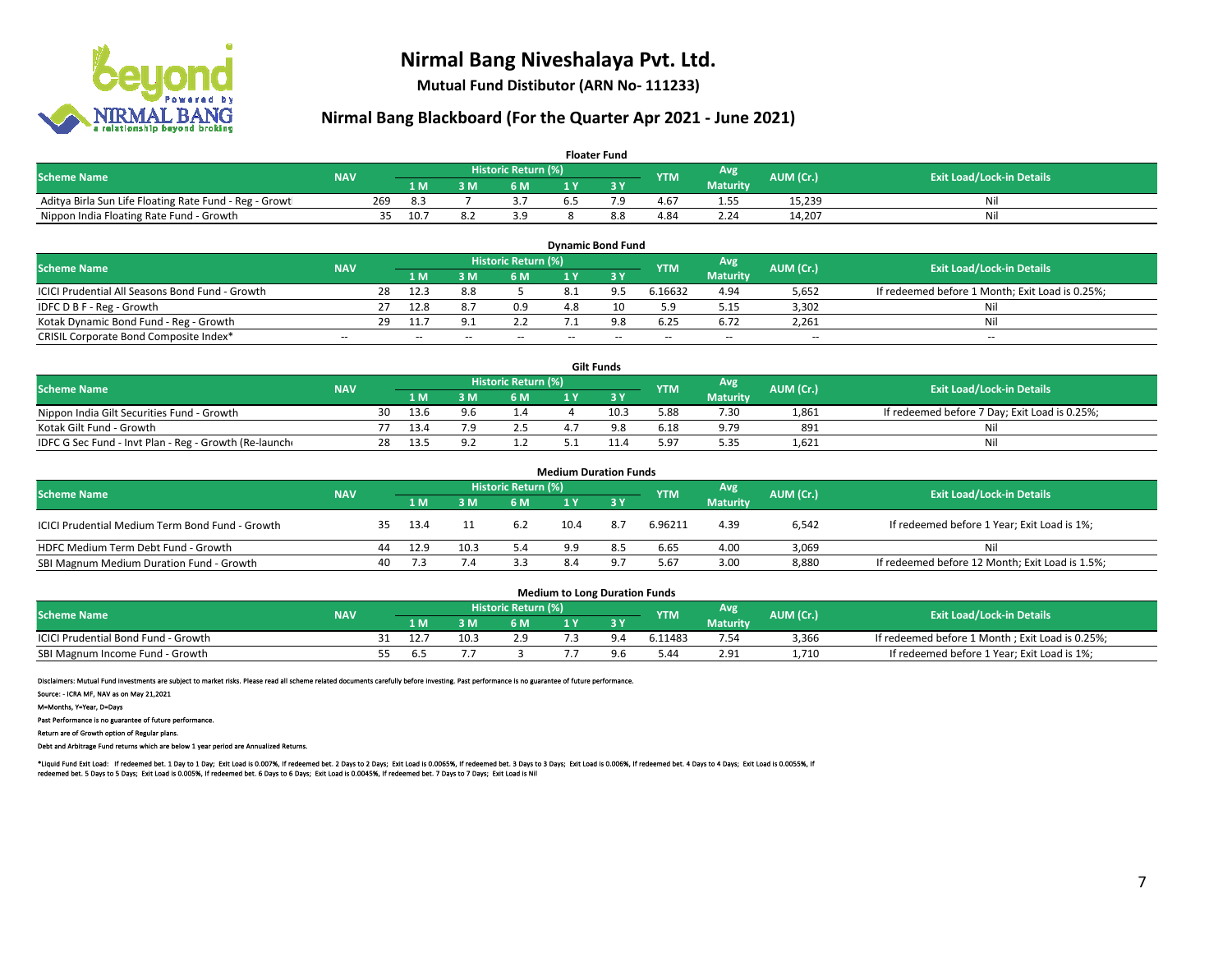# Nirmal Bang Niveshalaya Pvt. Ltd.

**Mutual Fund Distibutor (ARN No- 111233)**

## Nirmal Bang Blackboard (For the Quarter Apr 2021 - June 2021)

### Floater Fund

| Scheme Name | NAV | Historic Return (%) | | | | | YTM | Avg Maturity | AUM (Cr.) | Exit Load/Lock-in Details |
|---|---|---|---|---|---|---|---|---|---|---|
| | | 1 M | 3 M | 6 M | 1 Y | 3 Y | | | | |
| Aditya Birla Sun Life Floating Rate Fund - Reg - Growt | 269 | 8.3 | 7 | 3.7 | 6.5 | 7.9 | 4.67 | 1.55 | 15,239 | Nil |
| Nippon India Floating Rate Fund - Growth | 35 | 10.7 | 8.2 | 3.9 | 8 | 8.8 | 4.84 | 2.24 | 14,207 | Nil |

### Dynamic Bond Fund

| Scheme Name | NAV | Historic Return (%) | | | | | YTM | Avg Maturity | AUM (Cr.) | Exit Load/Lock-in Details |
|---|---|---|---|---|---|---|---|---|---|---|
| | | 1 M | 3 M | 6 M | 1 Y | 3 Y | | | | |
| ICICI Prudential All Seasons Bond Fund - Growth | 28 | 12.3 | 8.8 | 5 | 8.1 | 9.5 | 6.16632 | 4.94 | 5,652 | If redeemed before 1 Month; Exit Load is 0.25%; |
| IDFC D B F - Reg - Growth | 27 | 12.8 | 8.7 | 0.9 | 4.8 | 10 | 5.9 | 5.15 | 3,302 | Nil |
| Kotak Dynamic Bond Fund - Reg - Growth | 29 | 11.7 | 9.1 | 2.2 | 7.1 | 9.8 | 6.25 | 6.72 | 2,261 | Nil |
| CRISIL Corporate Bond Composite Index* | -- | -- | -- | -- | -- | -- | -- | -- | -- | -- |

### Gilt Funds

| Scheme Name | NAV | Historic Return (%) | | | | | YTM | Avg Maturity | AUM (Cr.) | Exit Load/Lock-in Details |
|---|---|---|---|---|---|---|---|---|---|---|
| | | 1 M | 3 M | 6 M | 1 Y | 3 Y | | | | |
| Nippon India Gilt Securities Fund - Growth | 30 | 13.6 | 9.6 | 1.4 | 4 | 10.3 | 5.88 | 7.30 | 1,861 | If redeemed before 7 Day; Exit Load is 0.25%; |
| Kotak Gilt Fund - Growth | 77 | 13.4 | 7.9 | 2.5 | 4.7 | 9.8 | 6.18 | 9.79 | 891 | Nil |
| IDFC G Sec Fund - Invt Plan - Reg - Growth (Re-launch | 28 | 13.5 | 9.2 | 1.2 | 5.1 | 11.4 | 5.97 | 5.35 | 1,621 | Nil |

### Medium Duration Funds

| Scheme Name | NAV | Historic Return (%) | | | | | YTM | Avg Maturity | AUM (Cr.) | Exit Load/Lock-in Details |
|---|---|---|---|---|---|---|---|---|---|---|
| | | 1 M | 3 M | 6 M | 1 Y | 3 Y | | | | |
| ICICI Prudential Medium Term Bond Fund - Growth | 35 | 13.4 | 11 | 6.2 | 10.4 | 8.7 | 6.96211 | 4.39 | 6,542 | If redeemed before 1 Year; Exit Load is 1%; |
| HDFC Medium Term Debt Fund - Growth | 44 | 12.9 | 10.3 | 5.4 | 9.9 | 8.5 | 6.65 | 4.00 | 3,069 | Nil |
| SBI Magnum Medium Duration Fund - Growth | 40 | 7.3 | 7.4 | 3.3 | 8.4 | 9.7 | 5.67 | 3.00 | 8,880 | If redeemed before 12 Month; Exit Load is 1.5%; |

### Medium to Long Duration Funds

| Scheme Name | NAV | Historic Return (%) | | | | | YTM | Avg Maturity | AUM (Cr.) | Exit Load/Lock-in Details |
|---|---|---|---|---|---|---|---|---|---|---|
| | | 1 M | 3 M | 6 M | 1 Y | 3 Y | | | | |
| ICICI Prudential Bond Fund - Growth | 31 | 12.7 | 10.3 | 2.9 | 7.3 | 9.4 | 6.11483 | 7.54 | 3,366 | If redeemed before 1 Month ; Exit Load is 0.25%; |
| SBI Magnum Income Fund - Growth | 55 | 6.5 | 7.7 | 3 | 7.7 | 9.6 | 5.44 | 2.91 | 1,710 | If redeemed before 1 Year; Exit Load is 1%; |

Disclaimers: Mutual Fund investments are subject to market risks. Please read all scheme related documents carefully before investing. Past performance is no guarantee of future performance.

Source: - ICRA MF, NAV as on May 21,2021

M=Months, Y=Year, D=Days

Past Performance is no guarantee of future performance.

Return are of Growth option of Regular plans.

Debt and Arbitrage Fund returns which are below 1 year period are Annualized Returns.

*Liquid Fund Exit Load: If redeemed bet. 1 Day to 1 Day; Exit Load is 0.007%, If redeemed bet. 2 Days to 2 Days; Exit Load is 0.0065%, If redeemed bet. 3 Days to 3 Days; Exit Load is 0.006%, If redeemed bet. 4 Days to 4 Days; Exit Load is 0.0055%, If redeemed bet. 5 Days to 5 Days; Exit Load is 0.005%, If redeemed bet. 6 Days to 6 Days; Exit Load is 0.0045%, If redeemed bet. 7 Days to 7 Days; Exit Load is Nil